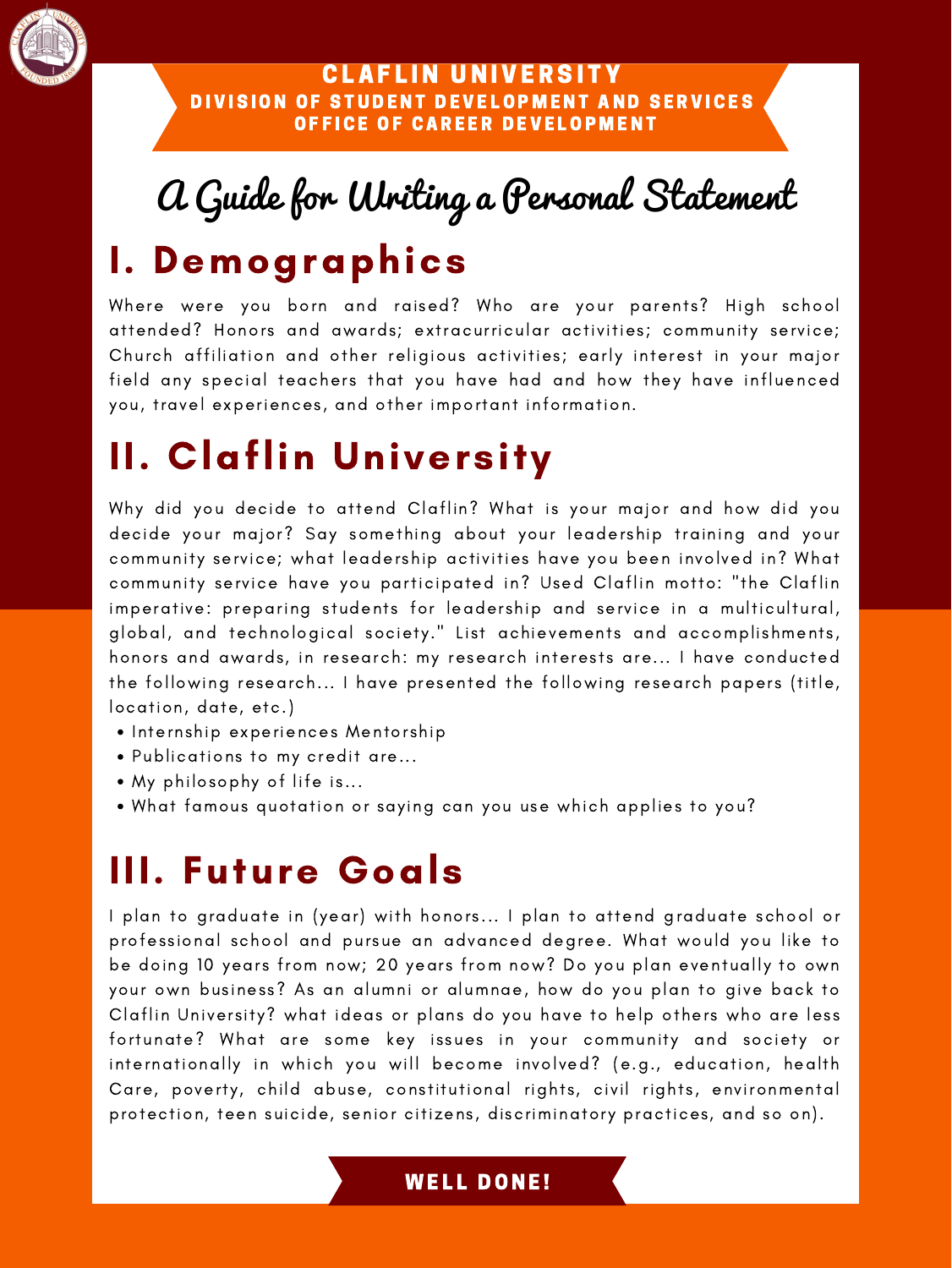**CLAFLIN UNIVERSITY**
**DIVISION OF STUDENT DEVELOPMENT AND SERVICES**
**OFFICE OF CAREER DEVELOPMENT**

# A Guide for Writing a Personal Statement

## I. Demographics

Where were you born and raised? Who are your parents? High school attended? Honors and awards; extracurricular activities; community service; Church affiliation and other religious activities; early interest in your major field any special teachers that you have had and how they have influenced you, travel experiences, and other important information.

## II. Claflin University

Why did you decide to attend Claflin? What is your major and how did you decide your major? Say something about your leadership training and your community service; what leadership activities have you been involved in? What community service have you participated in? Used Claflin motto: "the Claflin imperative: preparing students for leadership and service in a multicultural, global, and technological society." List achievements and accomplishments, honors and awards, in research: my research interests are... I have conducted the following research... I have presented the following research papers (title, location, date, etc.)

- Internship experiences Mentorship
- Publications to my credit are...
- My philosophy of life is...
- What famous quotation or saying can you use which applies to you?

## III. Future Goals

I plan to graduate in (year) with honors... I plan to attend graduate school or professional school and pursue an advanced degree. What would you like to be doing 10 years from now; 20 years from now? Do you plan eventually to own your own business? As an alumni or alumnae, how do you plan to give back to Claflin University? what ideas or plans do you have to help others who are less fortunate? What are some key issues in your community and society or internationally in which you will become involved? (e.g., education, health Care, poverty, child abuse, constitutional rights, civil rights, environmental protection, teen suicide, senior citizens, discriminatory practices, and so on).

**WELL DONE!**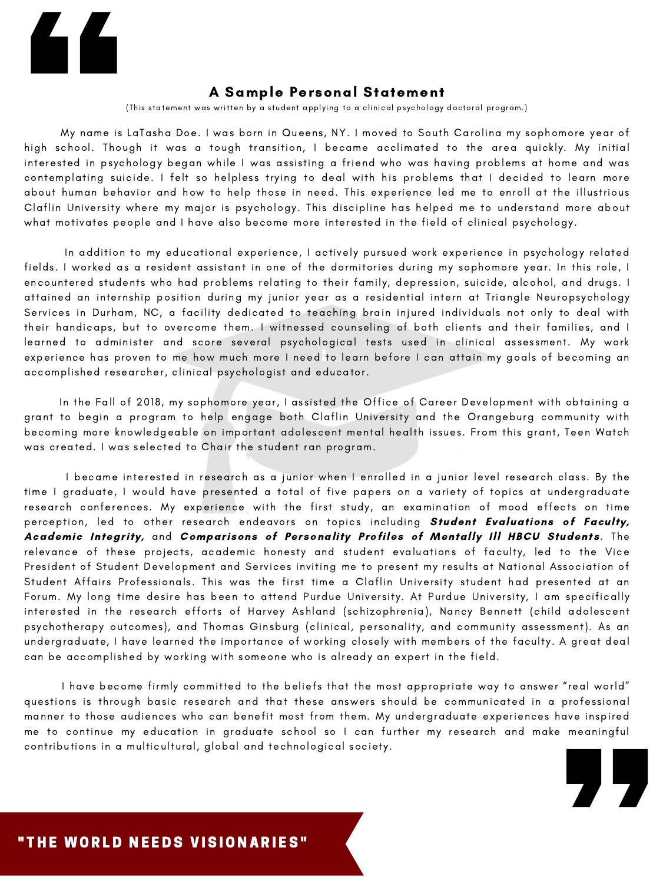## A Sample Personal Statement

(This statement was written by a student applying to a clinical psychology doctoral program.)

My name is LaTasha Doe. I was born in Queens, NY. I moved to South Carolina my sophomore year of high school. Though it was a tough transition, I became acclimated to the area quickly. My initial interested in psychology began while I was assisting a friend who was having problems at home and was contemplating suicide. I felt so helpless trying to deal with his problems that I decided to learn more about human behavior and how to help those in need. This experience led me to enroll at the illustrious Claflin University where my major is psychology. This discipline has helped me to understand more about what motivates people and I have also become more interested in the field of clinical psychology.

In addition to my educational experience, I actively pursued work experience in psychology related fields. I worked as a resident assistant in one of the dormitories during my sophomore year. In this role, I encountered students who had problems relating to their family, depression, suicide, alcohol, and drugs. I attained an internship position during my junior year as a residential intern at Triangle Neuropsychology Services in Durham, NC, a facility dedicated to teaching brain injured individuals not only to deal with their handicaps, but to overcome them. I witnessed counseling of both clients and their families, and I learned to administer and score several psychological tests used in clinical assessment. My work experience has proven to me how much more I need to learn before I can attain my goals of becoming an accomplished researcher, clinical psychologist and educator.

In the Fall of 2018, my sophomore year, I assisted the Office of Career Development with obtaining a grant to begin a program to help engage both Claflin University and the Orangeburg community with becoming more knowledgeable on important adolescent mental health issues. From this grant, Teen Watch was created. I was selected to Chair the student ran program.

I became interested in research as a junior when I enrolled in a junior level research class. By the time I graduate, I would have presented a total of five papers on a variety of topics at undergraduate research conferences. My experience with the first study, an examination of mood effects on time perception, led to other research endeavors on topics including ***Student Evaluations of Faculty, Academic Integrity,*** and ***Comparisons of Personality Profiles of Mentally Ill HBCU Students***. The relevance of these projects, academic honesty and student evaluations of faculty, led to the Vice President of Student Development and Services inviting me to present my results at National Association of Student Affairs Professionals. This was the first time a Claflin University student had presented at an Forum. My long time desire has been to attend Purdue University. At Purdue University, I am specifically interested in the research efforts of Harvey Ashland (schizophrenia), Nancy Bennett (child adolescent psychotherapy outcomes), and Thomas Ginsburg (clinical, personality, and community assessment). As an undergraduate, I have learned the importance of working closely with members of the faculty. A great deal can be accomplished by working with someone who is already an expert in the field.

I have become firmly committed to the beliefs that the most appropriate way to answer "real world" questions is through basic research and that these answers should be communicated in a professional manner to those audiences who can benefit most from them. My undergraduate experiences have inspired me to continue my education in graduate school so I can further my research and make meaningful contributions in a multicultural, global and technological society.

**"THE WORLD NEEDS VISIONARIES"**